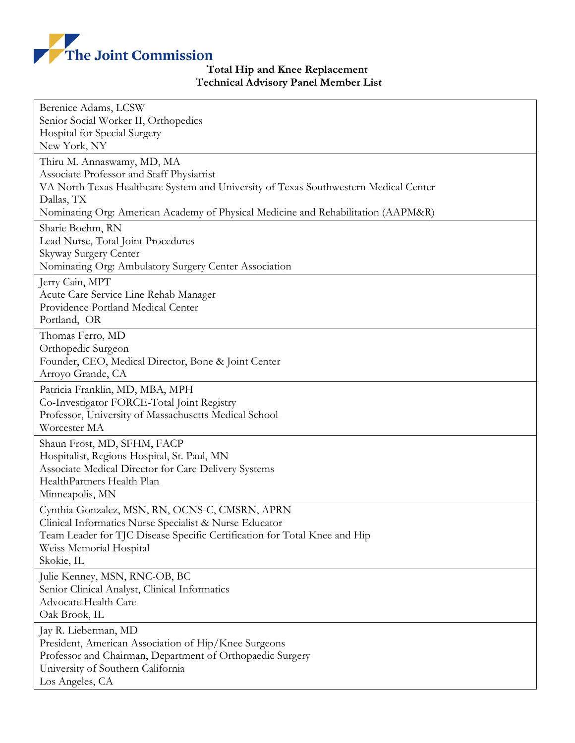The Joint Commission

**Total Hip and Knee Replacement**
**Technical Advisory Panel Member List**

| |
|---|
| Berenice Adams, LCSW<br>Senior Social Worker II, Orthopedics<br>Hospital for Special Surgery<br>New York, NY |
| Thiru M. Annaswamy, MD, MA<br>Associate Professor and Staff Physiatrist<br>VA North Texas Healthcare System and University of Texas Southwestern Medical Center<br>Dallas, TX<br>Nominating Org: American Academy of Physical Medicine and Rehabilitation (AAPM&R) |
| Sharie Boehm, RN<br>Lead Nurse, Total Joint Procedures<br>Skyway Surgery Center<br>Nominating Org: Ambulatory Surgery Center Association |
| Jerry Cain, MPT<br>Acute Care Service Line Rehab Manager<br>Providence Portland Medical Center<br>Portland, OR |
| Thomas Ferro, MD<br>Orthopedic Surgeon<br>Founder, CEO, Medical Director, Bone & Joint Center<br>Arroyo Grande, CA |
| Patricia Franklin, MD, MBA, MPH<br>Co-Investigator FORCE-Total Joint Registry<br>Professor, University of Massachusetts Medical School<br>Worcester MA |
| Shaun Frost, MD, SFHM, FACP<br>Hospitalist, Regions Hospital, St. Paul, MN<br>Associate Medical Director for Care Delivery Systems<br>HealthPartners Health Plan<br>Minneapolis, MN |
| Cynthia Gonzalez, MSN, RN, OCNS-C, CMSRN, APRN<br>Clinical Informatics Nurse Specialist & Nurse Educator<br>Team Leader for TJC Disease Specific Certification for Total Knee and Hip<br>Weiss Memorial Hospital<br>Skokie, IL |
| Julie Kenney, MSN, RNC-OB, BC<br>Senior Clinical Analyst, Clinical Informatics<br>Advocate Health Care<br>Oak Brook, IL |
| Jay R. Lieberman, MD<br>President, American Association of Hip/Knee Surgeons<br>Professor and Chairman, Department of Orthopaedic Surgery<br>University of Southern California<br>Los Angeles, CA |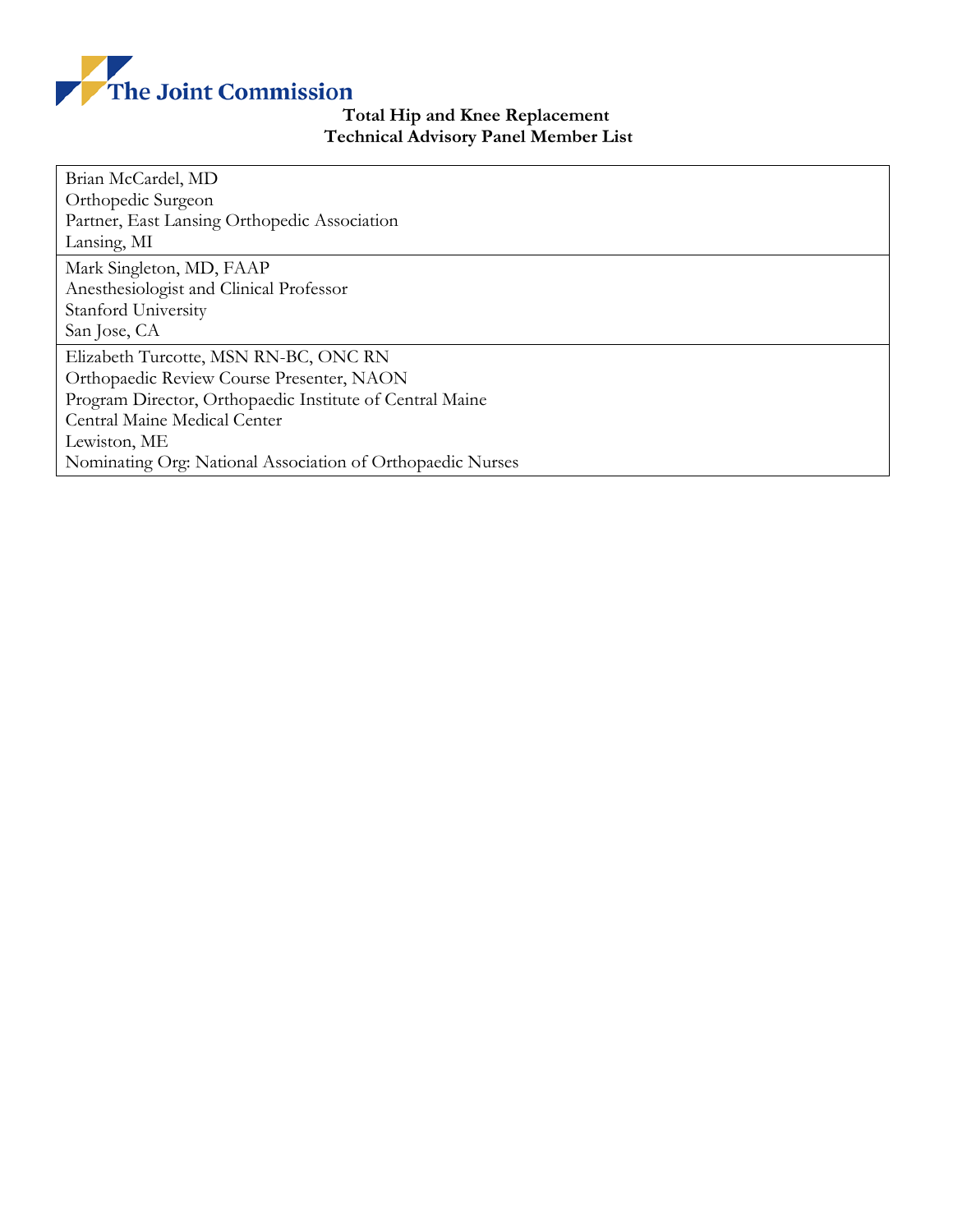The Joint Commission

**Total Hip and Knee Replacement**
**Technical Advisory Panel Member List**

| |
|---|
| Brian McCardel, MD<br>Orthopedic Surgeon<br>Partner, East Lansing Orthopedic Association<br>Lansing, MI |
| Mark Singleton, MD, FAAP<br>Anesthesiologist and Clinical Professor<br>Stanford University<br>San Jose, CA |
| Elizabeth Turcotte, MSN RN-BC, ONC RN<br>Orthopaedic Review Course Presenter, NAON<br>Program Director, Orthopaedic Institute of Central Maine<br>Central Maine Medical Center<br>Lewiston, ME<br>Nominating Org: National Association of Orthopaedic Nurses |